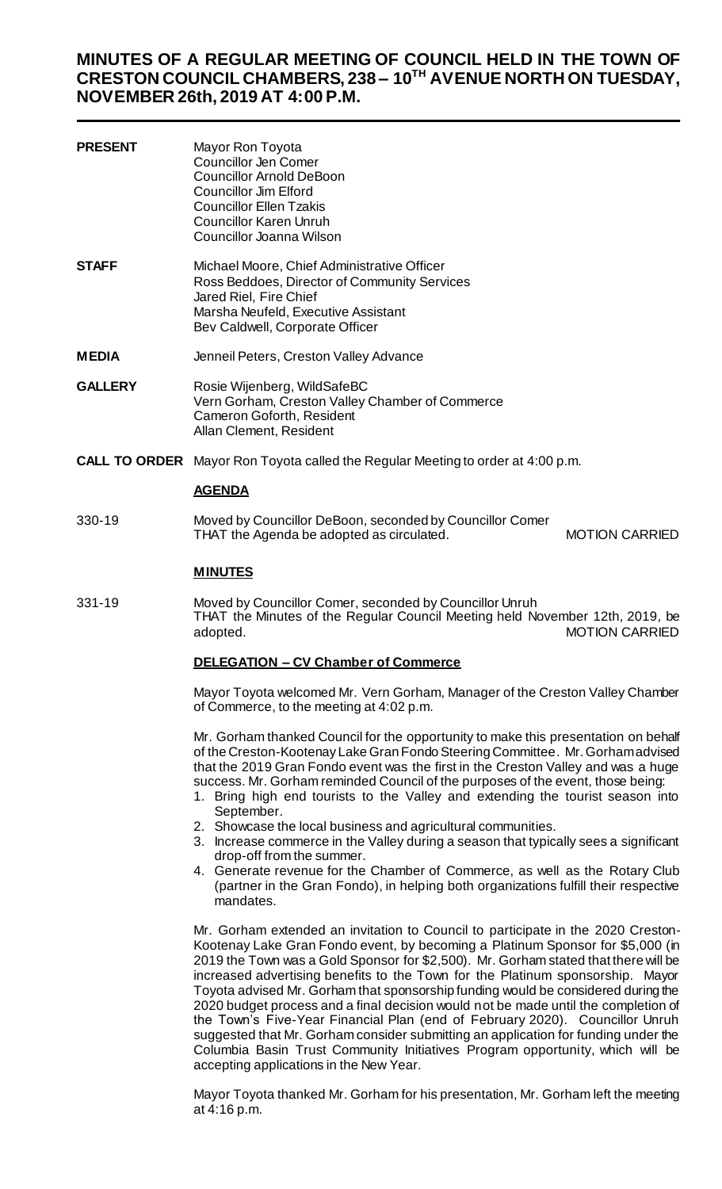# MINUTES OF A REGULAR MEETING OF COUNCIL HELD IN THE TOWN OF CRESTON COUNCIL CHAMBERS, 238 – 10TH AVENUE NORTH ON TUESDAY, NOVEMBER 26th, 2019 AT 4:00 P.M.

**PRESENT**

Mayor Ron Toyota
Councillor Jen Comer
Councillor Arnold DeBoon
Councillor Jim Elford
Councillor Ellen Tzakis
Councillor Karen Unruh
Councillor Joanna Wilson

**STAFF**

Michael Moore, Chief Administrative Officer
Ross Beddoes, Director of Community Services
Jared Riel, Fire Chief
Marsha Neufeld, Executive Assistant
Bev Caldwell, Corporate Officer

**MEDIA**

Jenneil Peters, Creston Valley Advance

**GALLERY**

Rosie Wijenberg, WildSafeBC
Vern Gorham, Creston Valley Chamber of Commerce
Cameron Goforth, Resident
Allan Clement, Resident

**CALL TO ORDER** Mayor Ron Toyota called the Regular Meeting to order at 4:00 p.m.

**AGENDA**

330-19

Moved by Councillor DeBoon, seconded by Councillor Comer
THAT the Agenda be adopted as circulated. MOTION CARRIED

**MINUTES**

331-19

Moved by Councillor Comer, seconded by Councillor Unruh
THAT the Minutes of the Regular Council Meeting held November 12th, 2019, be adopted. MOTION CARRIED

**DELEGATION – CV Chamber of Commerce**

Mayor Toyota welcomed Mr. Vern Gorham, Manager of the Creston Valley Chamber of Commerce, to the meeting at 4:02 p.m.

Mr. Gorham thanked Council for the opportunity to make this presentation on behalf of the Creston-Kootenay Lake Gran Fondo Steering Committee. Mr. Gorham advised that the 2019 Gran Fondo event was the first in the Creston Valley and was a huge success. Mr. Gorham reminded Council of the purposes of the event, those being:

1. Bring high end tourists to the Valley and extending the tourist season into September.
2. Showcase the local business and agricultural communities.
3. Increase commerce in the Valley during a season that typically sees a significant drop-off from the summer.
4. Generate revenue for the Chamber of Commerce, as well as the Rotary Club (partner in the Gran Fondo), in helping both organizations fulfill their respective mandates.

Mr. Gorham extended an invitation to Council to participate in the 2020 Creston-Kootenay Lake Gran Fondo event, by becoming a Platinum Sponsor for $5,000 (in 2019 the Town was a Gold Sponsor for $2,500). Mr. Gorham stated that there will be increased advertising benefits to the Town for the Platinum sponsorship. Mayor Toyota advised Mr. Gorham that sponsorship funding would be considered during the 2020 budget process and a final decision would not be made until the completion of the Town's Five-Year Financial Plan (end of February 2020). Councillor Unruh suggested that Mr. Gorham consider submitting an application for funding under the Columbia Basin Trust Community Initiatives Program opportunity, which will be accepting applications in the New Year.

Mayor Toyota thanked Mr. Gorham for his presentation, Mr. Gorham left the meeting at 4:16 p.m.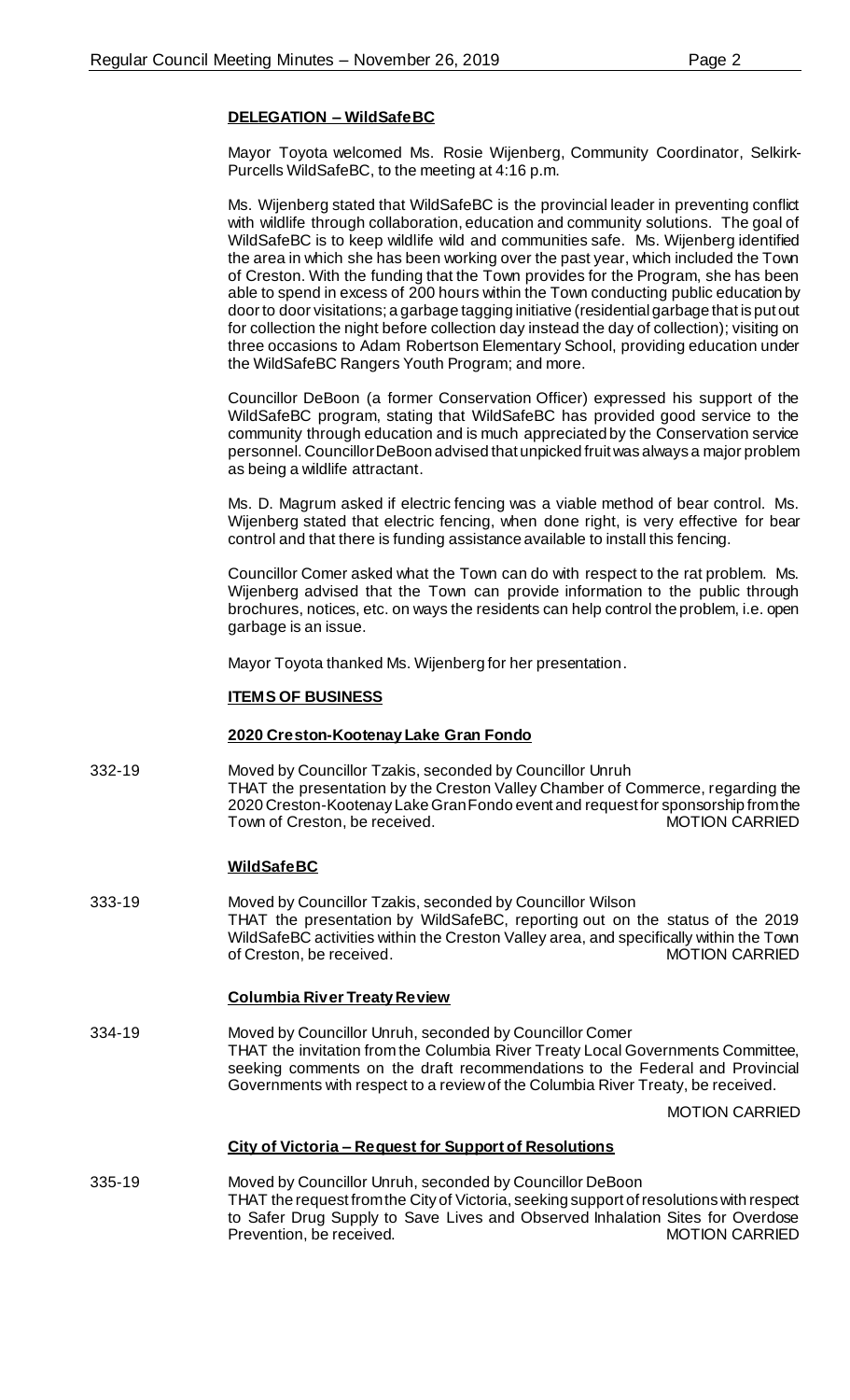**DELEGATION – WildSafeBC**

Mayor Toyota welcomed Ms. Rosie Wijenberg, Community Coordinator, Selkirk-Purcells WildSafeBC, to the meeting at 4:16 p.m.

Ms. Wijenberg stated that WildSafeBC is the provincial leader in preventing conflict with wildlife through collaboration, education and community solutions. The goal of WildSafeBC is to keep wildlife wild and communities safe. Ms. Wijenberg identified the area in which she has been working over the past year, which included the Town of Creston. With the funding that the Town provides for the Program, she has been able to spend in excess of 200 hours within the Town conducting public education by door to door visitations; a garbage tagging initiative (residential garbage that is put out for collection the night before collection day instead the day of collection); visiting on three occasions to Adam Robertson Elementary School, providing education under the WildSafeBC Rangers Youth Program; and more.

Councillor DeBoon (a former Conservation Officer) expressed his support of the WildSafeBC program, stating that WildSafeBC has provided good service to the community through education and is much appreciated by the Conservation service personnel. Councillor DeBoon advised that unpicked fruit was always a major problem as being a wildlife attractant.

Ms. D. Magrum asked if electric fencing was a viable method of bear control. Ms. Wijenberg stated that electric fencing, when done right, is very effective for bear control and that there is funding assistance available to install this fencing.

Councillor Comer asked what the Town can do with respect to the rat problem. Ms. Wijenberg advised that the Town can provide information to the public through brochures, notices, etc. on ways the residents can help control the problem, i.e. open garbage is an issue.

Mayor Toyota thanked Ms. Wijenberg for her presentation.

**ITEMS OF BUSINESS**

**2020 Creston-Kootenay Lake Gran Fondo**

332-19 Moved by Councillor Tzakis, seconded by Councillor Unruh
THAT the presentation by the Creston Valley Chamber of Commerce, regarding the 2020 Creston-Kootenay Lake Gran Fondo event and request for sponsorship from the Town of Creston, be received. MOTION CARRIED

**WildSafeBC**

333-19 Moved by Councillor Tzakis, seconded by Councillor Wilson
THAT the presentation by WildSafeBC, reporting out on the status of the 2019 WildSafeBC activities within the Creston Valley area, and specifically within the Town of Creston, be received. MOTION CARRIED

**Columbia River Treaty Review**

334-19 Moved by Councillor Unruh, seconded by Councillor Comer
THAT the invitation from the Columbia River Treaty Local Governments Committee, seeking comments on the draft recommendations to the Federal and Provincial Governments with respect to a review of the Columbia River Treaty, be received.

MOTION CARRIED

**City of Victoria – Request for Support of Resolutions**

335-19 Moved by Councillor Unruh, seconded by Councillor DeBoon
THAT the request from the City of Victoria, seeking support of resolutions with respect to Safer Drug Supply to Save Lives and Observed Inhalation Sites for Overdose Prevention, be received. MOTION CARRIED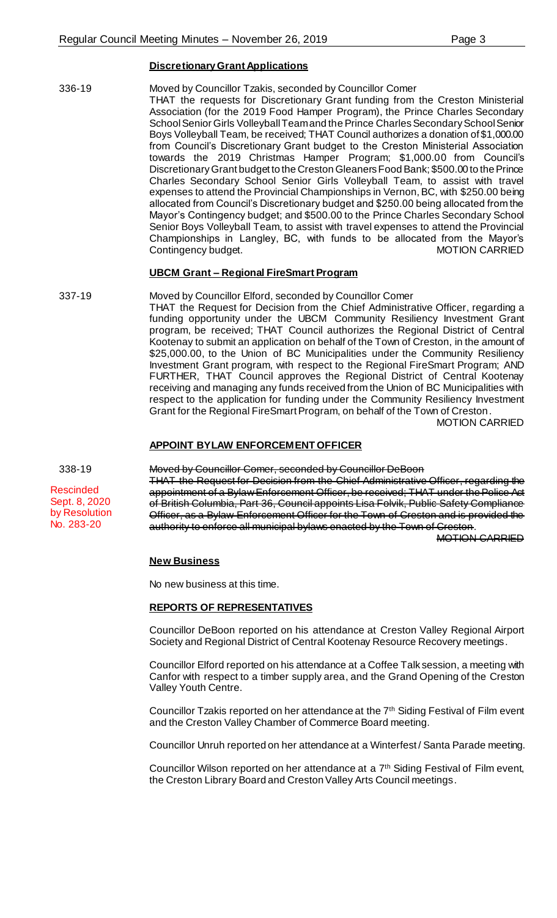**Discretionary Grant Applications**

336-19

Moved by Councillor Tzakis, seconded by Councillor Comer

THAT the requests for Discretionary Grant funding from the Creston Ministerial Association (for the 2019 Food Hamper Program), the Prince Charles Secondary School Senior Girls Volleyball Team and the Prince Charles Secondary School Senior Boys Volleyball Team, be received; THAT Council authorizes a donation of $1,000.00 from Council's Discretionary Grant budget to the Creston Ministerial Association towards the 2019 Christmas Hamper Program; $1,000.00 from Council's Discretionary Grant budget to the Creston Gleaners Food Bank; $500.00 to the Prince Charles Secondary School Senior Girls Volleyball Team, to assist with travel expenses to attend the Provincial Championships in Vernon, BC, with $250.00 being allocated from Council's Discretionary budget and $250.00 being allocated from the Mayor's Contingency budget; and $500.00 to the Prince Charles Secondary School Senior Boys Volleyball Team, to assist with travel expenses to attend the Provincial Championships in Langley, BC, with funds to be allocated from the Mayor's Contingency budget.

MOTION CARRIED

**UBCM Grant – Regional FireSmart Program**

337-19

Moved by Councillor Elford, seconded by Councillor Comer

THAT the Request for Decision from the Chief Administrative Officer, regarding a funding opportunity under the UBCM Community Resiliency Investment Grant program, be received; THAT Council authorizes the Regional District of Central Kootenay to submit an application on behalf of the Town of Creston, in the amount of $25,000.00, to the Union of BC Municipalities under the Community Resiliency Investment Grant program, with respect to the Regional FireSmart Program; AND FURTHER, THAT Council approves the Regional District of Central Kootenay receiving and managing any funds received from the Union of BC Municipalities with respect to the application for funding under the Community Resiliency Investment Grant for the Regional FireSmart Program, on behalf of the Town of Creston.

MOTION CARRIED

**APPOINT BYLAW ENFORCEMENT OFFICER**

338-19

Rescinded Sept. 8, 2020 by Resolution No. 283-20

~~Moved by Councillor Comer, seconded by Councillor DeBoon~~

~~THAT the Request for Decision from the Chief Administrative Officer, regarding the appointment of a Bylaw Enforcement Officer, be received; THAT under the Police Act of British Columbia, Part 36, Council appoints Lisa Folvik, Public Safety Compliance Officer, as a Bylaw Enforcement Officer for the Town of Creston and is provided the authority to enforce all municipal bylaws enacted by the Town of Creston.~~

~~MOTION CARRIED~~

**New Business**

No new business at this time.

**REPORTS OF REPRESENTATIVES**

Councillor DeBoon reported on his attendance at Creston Valley Regional Airport Society and Regional District of Central Kootenay Resource Recovery meetings.

Councillor Elford reported on his attendance at a Coffee Talk session, a meeting with Canfor with respect to a timber supply area, and the Grand Opening of the Creston Valley Youth Centre.

Councillor Tzakis reported on her attendance at the 7th Siding Festival of Film event and the Creston Valley Chamber of Commerce Board meeting.

Councillor Unruh reported on her attendance at a Winterfest / Santa Parade meeting.

Councillor Wilson reported on her attendance at a 7th Siding Festival of Film event, the Creston Library Board and Creston Valley Arts Council meetings.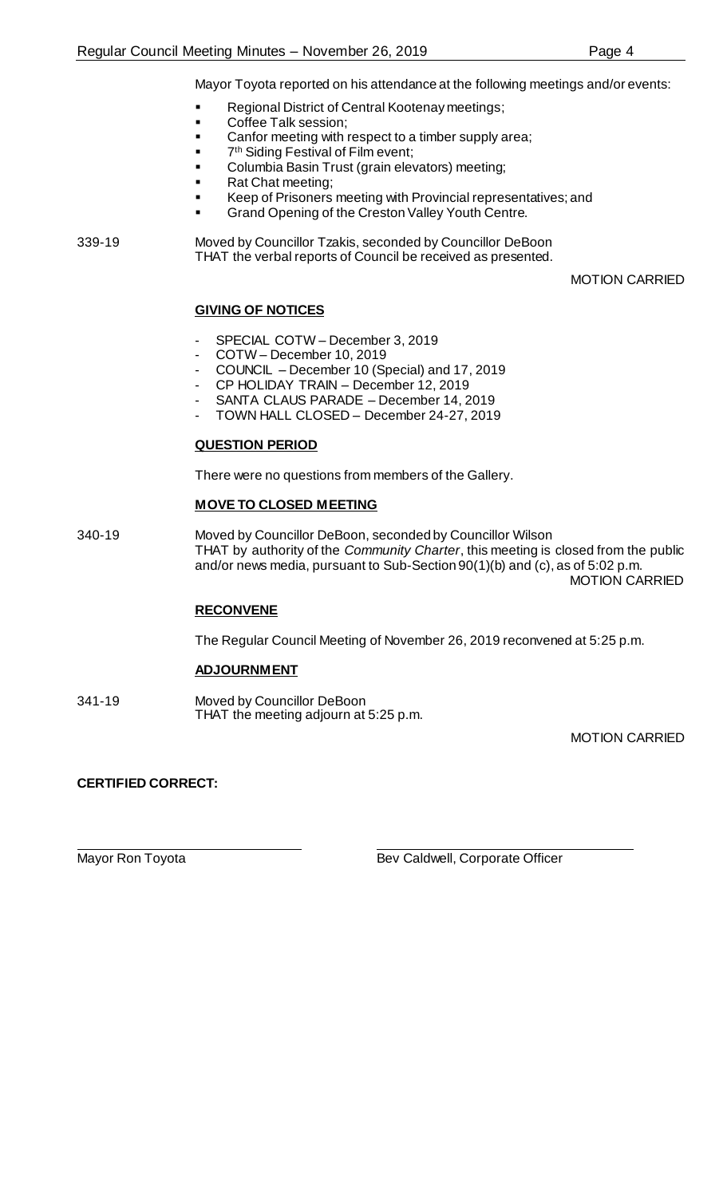Mayor Toyota reported on his attendance at the following meetings and/or events:

- Regional District of Central Kootenay meetings;
- Coffee Talk session;
- Canfor meeting with respect to a timber supply area;
- 7th Siding Festival of Film event;
- Columbia Basin Trust (grain elevators) meeting;
- Rat Chat meeting;
- Keep of Prisoners meeting with Provincial representatives; and
- Grand Opening of the Creston Valley Youth Centre.

339-19 Moved by Councillor Tzakis, seconded by Councillor DeBoon
THAT the verbal reports of Council be received as presented.

MOTION CARRIED

**GIVING OF NOTICES**

- SPECIAL COTW – December 3, 2019
- COTW – December 10, 2019
- COUNCIL – December 10 (Special) and 17, 2019
- CP HOLIDAY TRAIN – December 12, 2019
- SANTA CLAUS PARADE – December 14, 2019
- TOWN HALL CLOSED – December 24-27, 2019

**QUESTION PERIOD**

There were no questions from members of the Gallery.

**MOVE TO CLOSED MEETING**

340-19 Moved by Councillor DeBoon, seconded by Councillor Wilson
THAT by authority of the *Community Charter*, this meeting is closed from the public and/or news media, pursuant to Sub-Section 90(1)(b) and (c), as of 5:02 p.m.

MOTION CARRIED

**RECONVENE**

The Regular Council Meeting of November 26, 2019 reconvened at 5:25 p.m.

**ADJOURNMENT**

341-19 Moved by Councillor DeBoon
THAT the meeting adjourn at 5:25 p.m.

MOTION CARRIED

**CERTIFIED CORRECT:**

Mayor Ron Toyota

Bev Caldwell, Corporate Officer